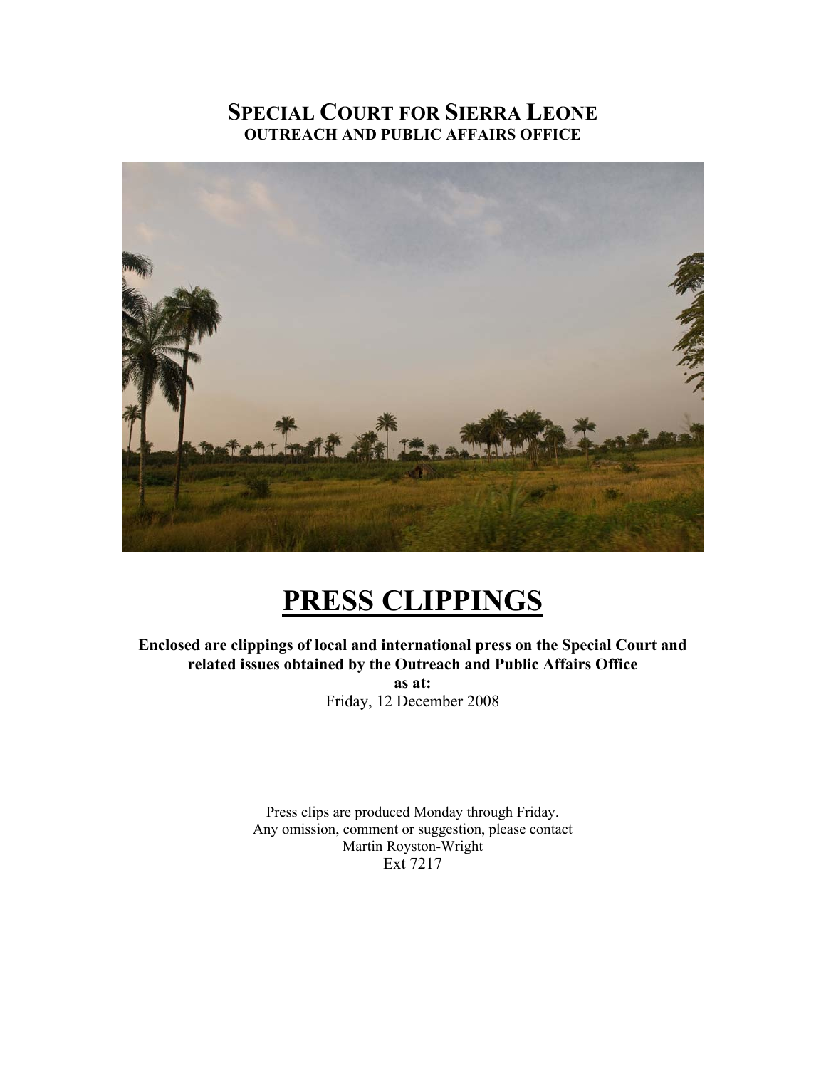# SPECIAL COURT FOR SIERRA LEONE

## OUTREACH AND PUBLIC AFFAIRS OFFICE

# PRESS CLIPPINGS

**Enclosed are clippings of local and international press on the Special Court and related issues obtained by the Outreach and Public Affairs Office**

**as at:**

Friday, 12 December 2008

Press clips are produced Monday through Friday.
Any omission, comment or suggestion, please contact
Martin Royston-Wright
Ext 7217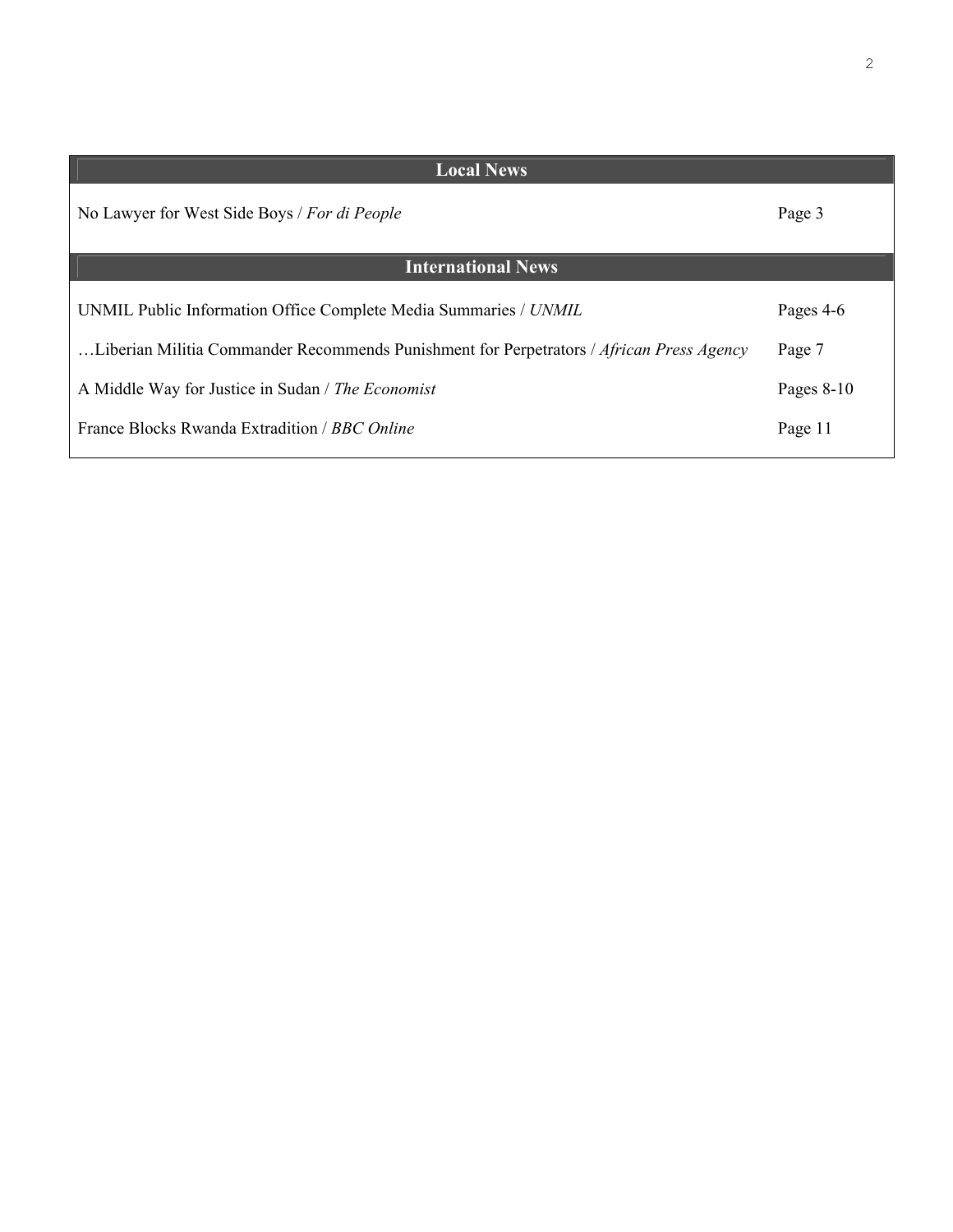| Local News | |
|---|---|
| No Lawyer for West Side Boys / *For di People* | Page 3 |
| **International News** | |
| UNMIL Public Information Office Complete Media Summaries / *UNMIL* | Pages 4-6 |
| …Liberian Militia Commander Recommends Punishment for Perpetrators / *African Press Agency* | Page 7 |
| A Middle Way for Justice in Sudan / *The Economist* | Pages 8-10 |
| France Blocks Rwanda Extradition / *BBC Online* | Page 11 |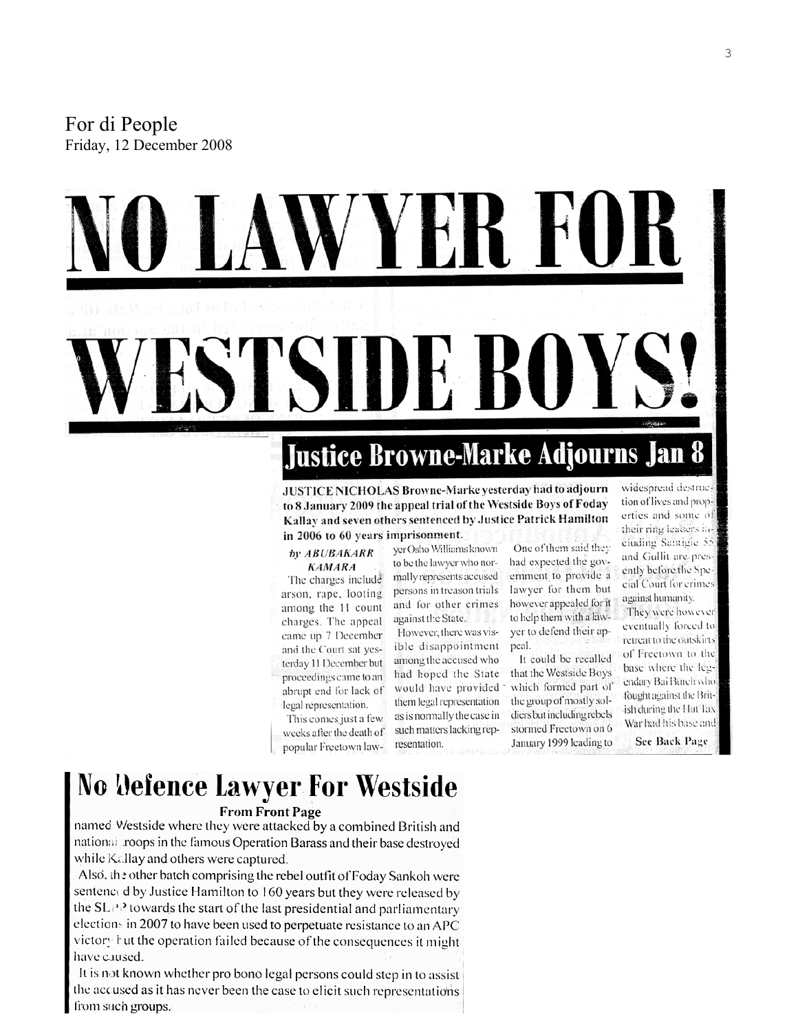For di People
Friday, 12 December 2008

# NO LAWYER FOR WESTSIDE BOYS!

## Justice Browne-Marke Adjourns Jan 8

**JUSTICE NICHOLAS Browne-Marke yesterday had to adjourn to 8 January 2009 the appeal trial of the Westside Boys of Foday Kallay and seven others sentenced by Justice Patrick Hamilton in 2006 to 60 years imprisonment.**

*by ABUBAKARR KAMARA*

The charges include arson, rape, looting among the 11 count charges. The appeal came up 7 December and the Court sat yesterday 11 December but proceedings came to an abrupt end for lack of legal representation.

This comes just a few weeks after the death of popular Freetown lawyer Osho Williams known to be the lawyer who normally represents accused persons in treason trials and for other crimes against the State.

However, there was visible disappointment among the accused who had hoped the State would have provided them legal representation as is normally the case in such matters lacking representation.

One of them said they had expected the government to provide a lawyer for them but however appealed for it to help them with a lawyer to defend their appeal.

It could be recalled that the Westside Boys which formed part of the group of mostly soldiers but including rebels stormed Freetown on 6 January 1999 leading to widespread destruction of lives and properties and some of their ring leaders including Santigie 55 and Gullit are presently before the Special Court for crimes against humanity.

They were however eventually forced to retreat to the outskirts of Freetown to the base where the legendary Bai Bureh who fought against the British during the Hut Tax War had his base and

See Back Page

## No Defence Lawyer For Westside

**From Front Page**

named Westside where they were attacked by a combined British and national troops in the famous Operation Barass and their base destroyed while Kallay and others were captured.

Also, the other batch comprising the rebel outfit of Foday Sankoh were sentenced by Justice Hamilton to 160 years but they were released by the SLPP towards the start of the last presidential and parliamentary elections in 2007 to have been used to perpetuate resistance to an APC victory but the operation failed because of the consequences it might have caused.

It is not known whether pro bono legal persons could step in to assist the accused as it has never been the case to elicit such representations from such groups.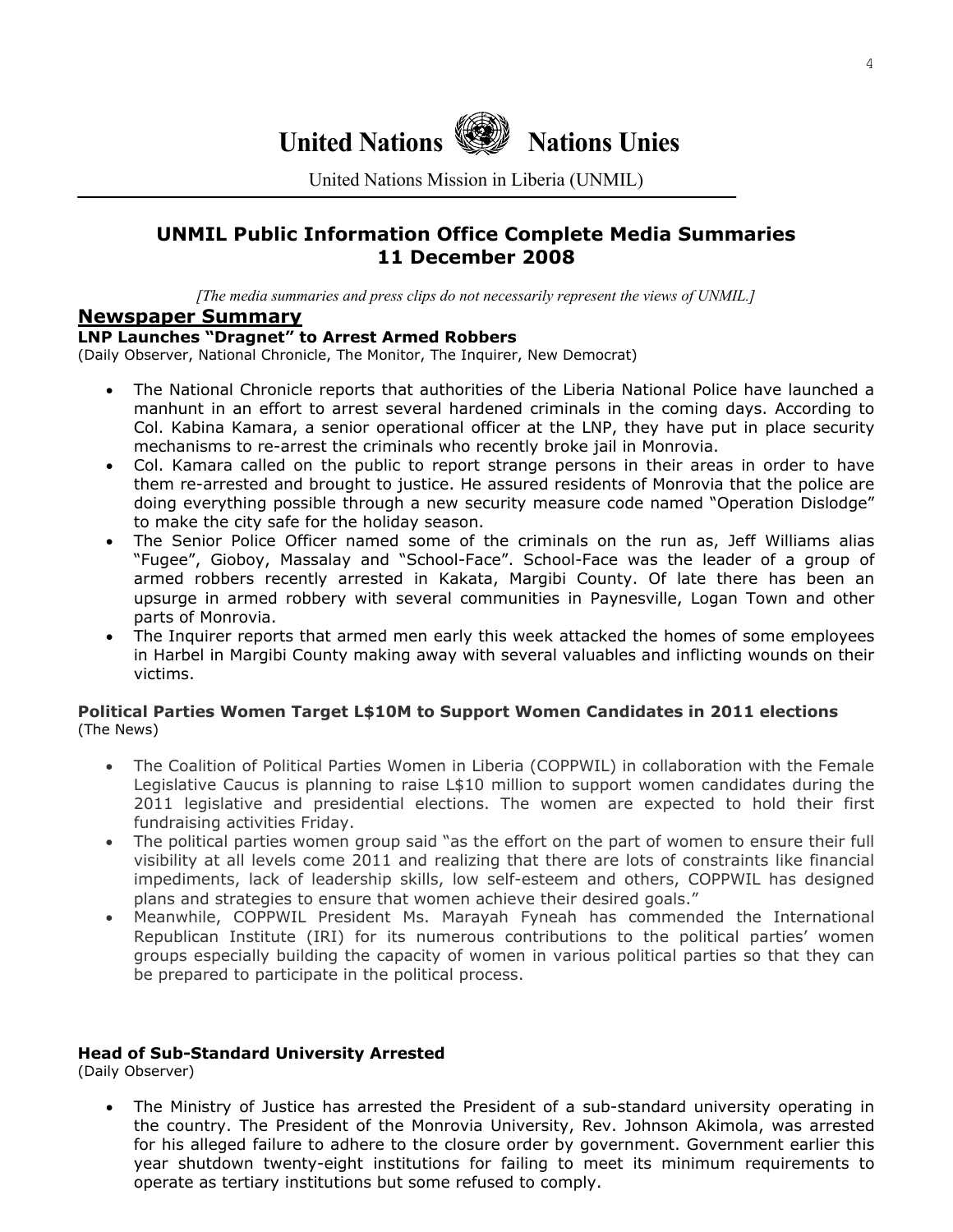# United Nations Nations Unies

United Nations Mission in Liberia (UNMIL)

## UNMIL Public Information Office Complete Media Summaries 11 December 2008

*[The media summaries and press clips do not necessarily represent the views of UNMIL.]*

## Newspaper Summary

### LNP Launches "Dragnet" to Arrest Armed Robbers

(Daily Observer, National Chronicle, The Monitor, The Inquirer, New Democrat)

- The National Chronicle reports that authorities of the Liberia National Police have launched a manhunt in an effort to arrest several hardened criminals in the coming days. According to Col. Kabina Kamara, a senior operational officer at the LNP, they have put in place security mechanisms to re-arrest the criminals who recently broke jail in Monrovia.
- Col. Kamara called on the public to report strange persons in their areas in order to have them re-arrested and brought to justice. He assured residents of Monrovia that the police are doing everything possible through a new security measure code named "Operation Dislodge" to make the city safe for the holiday season.
- The Senior Police Officer named some of the criminals on the run as, Jeff Williams alias "Fugee", Gioboy, Massalay and "School-Face". School-Face was the leader of a group of armed robbers recently arrested in Kakata, Margibi County. Of late there has been an upsurge in armed robbery with several communities in Paynesville, Logan Town and other parts of Monrovia.
- The Inquirer reports that armed men early this week attacked the homes of some employees in Harbel in Margibi County making away with several valuables and inflicting wounds on their victims.

### Political Parties Women Target L$10M to Support Women Candidates in 2011 elections

(The News)

- The Coalition of Political Parties Women in Liberia (COPPWIL) in collaboration with the Female Legislative Caucus is planning to raise L$10 million to support women candidates during the 2011 legislative and presidential elections. The women are expected to hold their first fundraising activities Friday.
- The political parties women group said "as the effort on the part of women to ensure their full visibility at all levels come 2011 and realizing that there are lots of constraints like financial impediments, lack of leadership skills, low self-esteem and others, COPPWIL has designed plans and strategies to ensure that women achieve their desired goals."
- Meanwhile, COPPWIL President Ms. Marayah Fyneah has commended the International Republican Institute (IRI) for its numerous contributions to the political parties' women groups especially building the capacity of women in various political parties so that they can be prepared to participate in the political process.

### Head of Sub-Standard University Arrested

(Daily Observer)

- The Ministry of Justice has arrested the President of a sub-standard university operating in the country. The President of the Monrovia University, Rev. Johnson Akimola, was arrested for his alleged failure to adhere to the closure order by government. Government earlier this year shutdown twenty-eight institutions for failing to meet its minimum requirements to operate as tertiary institutions but some refused to comply.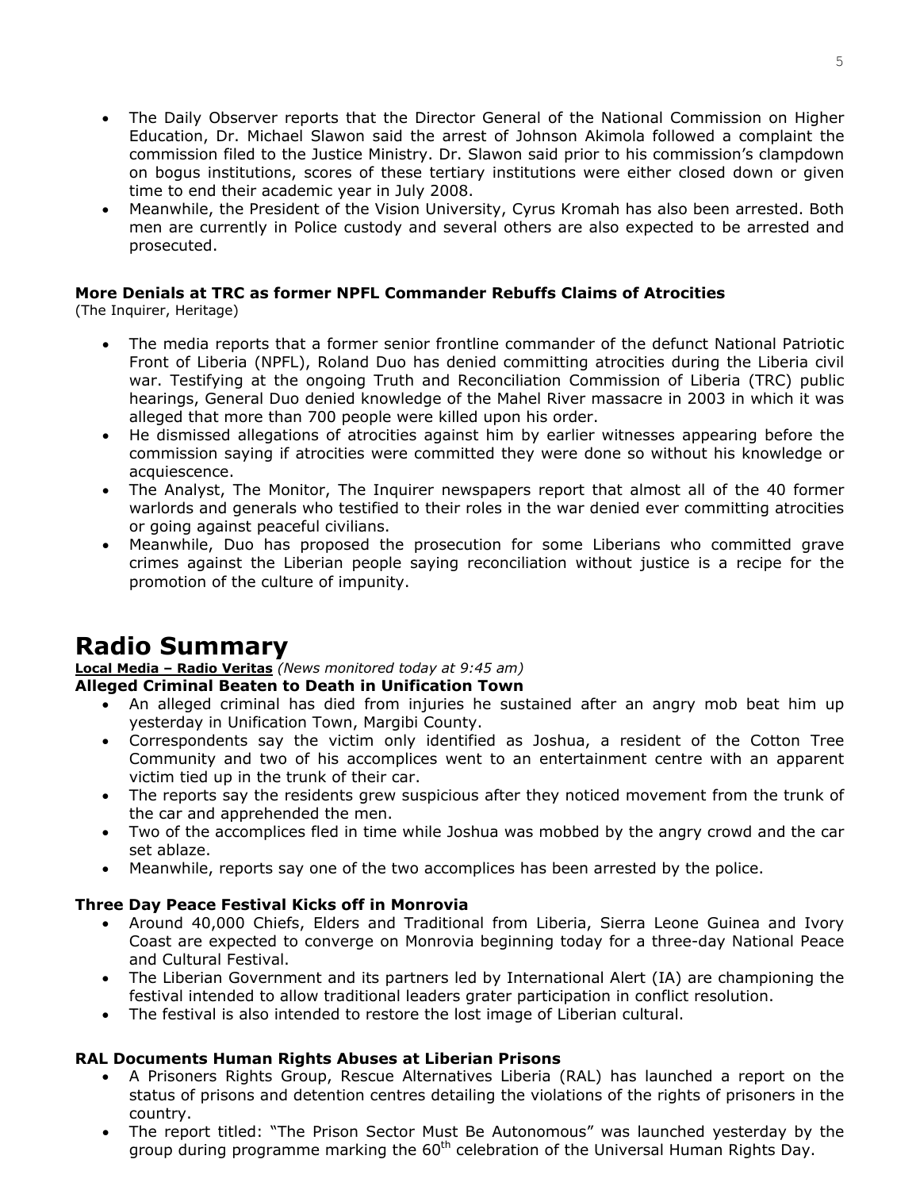- The Daily Observer reports that the Director General of the National Commission on Higher Education, Dr. Michael Slawon said the arrest of Johnson Akimola followed a complaint the commission filed to the Justice Ministry. Dr. Slawon said prior to his commission's clampdown on bogus institutions, scores of these tertiary institutions were either closed down or given time to end their academic year in July 2008.
- Meanwhile, the President of the Vision University, Cyrus Kromah has also been arrested. Both men are currently in Police custody and several others are also expected to be arrested and prosecuted.

**More Denials at TRC as former NPFL Commander Rebuffs Claims of Atrocities**
(The Inquirer, Heritage)

- The media reports that a former senior frontline commander of the defunct National Patriotic Front of Liberia (NPFL), Roland Duo has denied committing atrocities during the Liberia civil war. Testifying at the ongoing Truth and Reconciliation Commission of Liberia (TRC) public hearings, General Duo denied knowledge of the Mahel River massacre in 2003 in which it was alleged that more than 700 people were killed upon his order.
- He dismissed allegations of atrocities against him by earlier witnesses appearing before the commission saying if atrocities were committed they were done so without his knowledge or acquiescence.
- The Analyst, The Monitor, The Inquirer newspapers report that almost all of the 40 former warlords and generals who testified to their roles in the war denied ever committing atrocities or going against peaceful civilians.
- Meanwhile, Duo has proposed the prosecution for some Liberians who committed grave crimes against the Liberian people saying reconciliation without justice is a recipe for the promotion of the culture of impunity.

# Radio Summary

**Local Media – Radio Veritas** *(News monitored today at 9:45 am)*

**Alleged Criminal Beaten to Death in Unification Town**

- An alleged criminal has died from injuries he sustained after an angry mob beat him up yesterday in Unification Town, Margibi County.
- Correspondents say the victim only identified as Joshua, a resident of the Cotton Tree Community and two of his accomplices went to an entertainment centre with an apparent victim tied up in the trunk of their car.
- The reports say the residents grew suspicious after they noticed movement from the trunk of the car and apprehended the men.
- Two of the accomplices fled in time while Joshua was mobbed by the angry crowd and the car set ablaze.
- Meanwhile, reports say one of the two accomplices has been arrested by the police.

**Three Day Peace Festival Kicks off in Monrovia**

- Around 40,000 Chiefs, Elders and Traditional from Liberia, Sierra Leone Guinea and Ivory Coast are expected to converge on Monrovia beginning today for a three-day National Peace and Cultural Festival.
- The Liberian Government and its partners led by International Alert (IA) are championing the festival intended to allow traditional leaders grater participation in conflict resolution.
- The festival is also intended to restore the lost image of Liberian cultural.

**RAL Documents Human Rights Abuses at Liberian Prisons**

- A Prisoners Rights Group, Rescue Alternatives Liberia (RAL) has launched a report on the status of prisons and detention centres detailing the violations of the rights of prisoners in the country.
- The report titled: "The Prison Sector Must Be Autonomous" was launched yesterday by the group during programme marking the 60th celebration of the Universal Human Rights Day.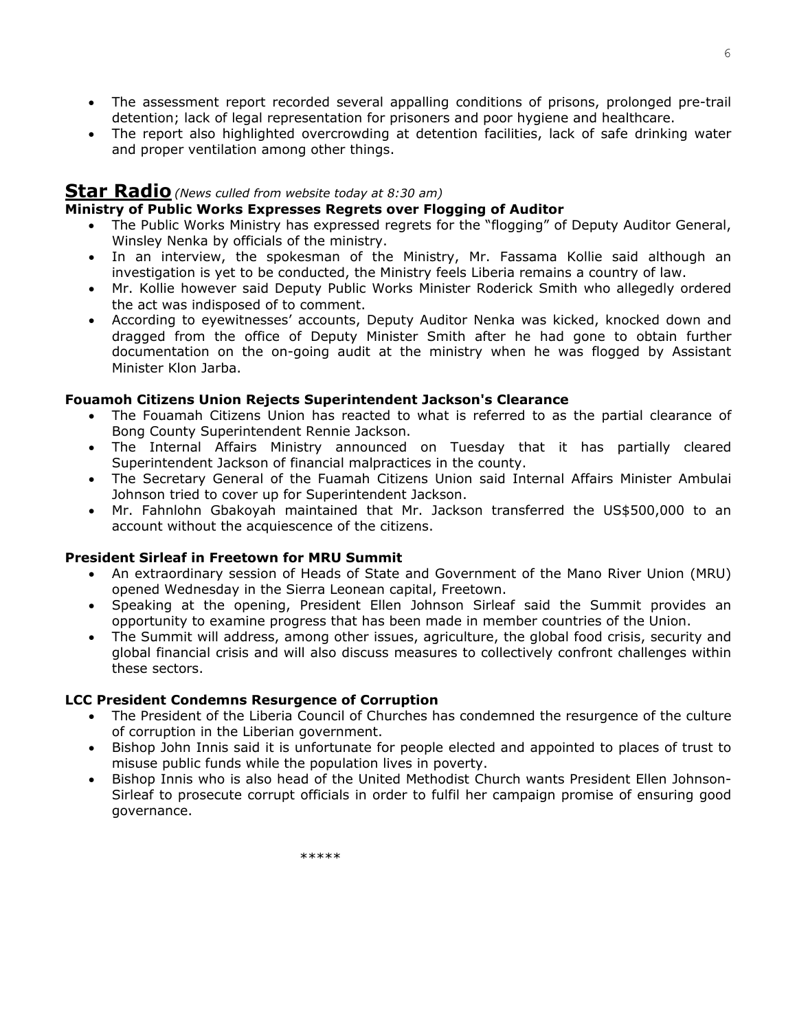- The assessment report recorded several appalling conditions of prisons, prolonged pre-trail detention; lack of legal representation for prisoners and poor hygiene and healthcare.
- The report also highlighted overcrowding at detention facilities, lack of safe drinking water and proper ventilation among other things.

## Star Radio *(News culled from website today at 8:30 am)*

### Ministry of Public Works Expresses Regrets over Flogging of Auditor

- The Public Works Ministry has expressed regrets for the "flogging" of Deputy Auditor General, Winsley Nenka by officials of the ministry.
- In an interview, the spokesman of the Ministry, Mr. Fassama Kollie said although an investigation is yet to be conducted, the Ministry feels Liberia remains a country of law.
- Mr. Kollie however said Deputy Public Works Minister Roderick Smith who allegedly ordered the act was indisposed of to comment.
- According to eyewitnesses' accounts, Deputy Auditor Nenka was kicked, knocked down and dragged from the office of Deputy Minister Smith after he had gone to obtain further documentation on the on-going audit at the ministry when he was flogged by Assistant Minister Klon Jarba.

### Fouamoh Citizens Union Rejects Superintendent Jackson's Clearance

- The Fouamah Citizens Union has reacted to what is referred to as the partial clearance of Bong County Superintendent Rennie Jackson.
- The Internal Affairs Ministry announced on Tuesday that it has partially cleared Superintendent Jackson of financial malpractices in the county.
- The Secretary General of the Fuamah Citizens Union said Internal Affairs Minister Ambulai Johnson tried to cover up for Superintendent Jackson.
- Mr. Fahnlohn Gbakoyah maintained that Mr. Jackson transferred the US$500,000 to an account without the acquiescence of the citizens.

### President Sirleaf in Freetown for MRU Summit

- An extraordinary session of Heads of State and Government of the Mano River Union (MRU) opened Wednesday in the Sierra Leonean capital, Freetown.
- Speaking at the opening, President Ellen Johnson Sirleaf said the Summit provides an opportunity to examine progress that has been made in member countries of the Union.
- The Summit will address, among other issues, agriculture, the global food crisis, security and global financial crisis and will also discuss measures to collectively confront challenges within these sectors.

### LCC President Condemns Resurgence of Corruption

- The President of the Liberia Council of Churches has condemned the resurgence of the culture of corruption in the Liberian government.
- Bishop John Innis said it is unfortunate for people elected and appointed to places of trust to misuse public funds while the population lives in poverty.
- Bishop Innis who is also head of the United Methodist Church wants President Ellen Johnson-Sirleaf to prosecute corrupt officials in order to fulfil her campaign promise of ensuring good governance.

\*\*\*\*\*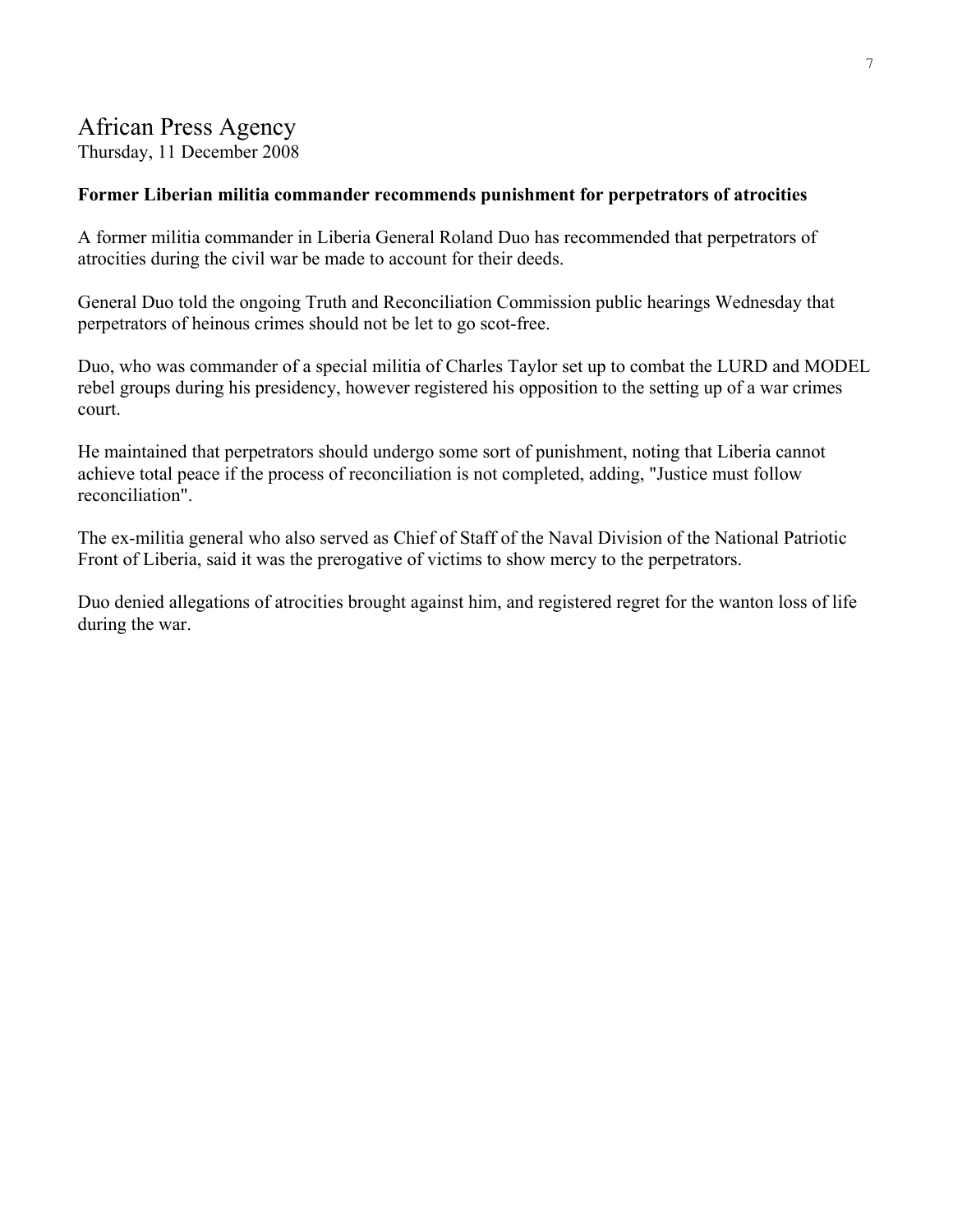## African Press Agency

Thursday, 11 December 2008

**Former Liberian militia commander recommends punishment for perpetrators of atrocities**

A former militia commander in Liberia General Roland Duo has recommended that perpetrators of atrocities during the civil war be made to account for their deeds.

General Duo told the ongoing Truth and Reconciliation Commission public hearings Wednesday that perpetrators of heinous crimes should not be let to go scot-free.

Duo, who was commander of a special militia of Charles Taylor set up to combat the LURD and MODEL rebel groups during his presidency, however registered his opposition to the setting up of a war crimes court.

He maintained that perpetrators should undergo some sort of punishment, noting that Liberia cannot achieve total peace if the process of reconciliation is not completed, adding, "Justice must follow reconciliation".

The ex-militia general who also served as Chief of Staff of the Naval Division of the National Patriotic Front of Liberia, said it was the prerogative of victims to show mercy to the perpetrators.

Duo denied allegations of atrocities brought against him, and registered regret for the wanton loss of life during the war.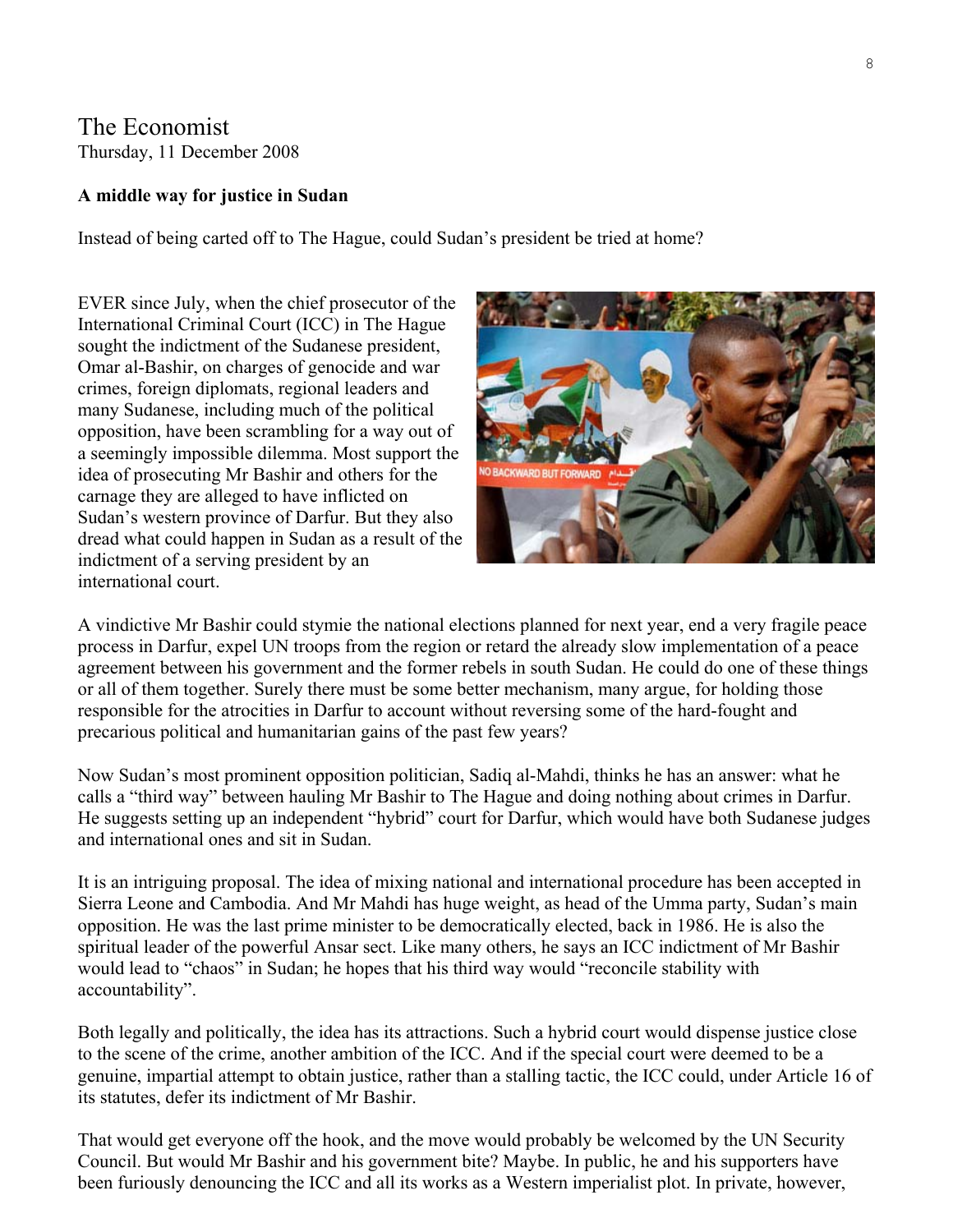The Economist
Thursday, 11 December 2008

**A middle way for justice in Sudan**

Instead of being carted off to The Hague, could Sudan's president be tried at home?

EVER since July, when the chief prosecutor of the International Criminal Court (ICC) in The Hague sought the indictment of the Sudanese president, Omar al-Bashir, on charges of genocide and war crimes, foreign diplomats, regional leaders and many Sudanese, including much of the political opposition, have been scrambling for a way out of a seemingly impossible dilemma. Most support the idea of prosecuting Mr Bashir and others for the carnage they are alleged to have inflicted on Sudan's western province of Darfur. But they also dread what could happen in Sudan as a result of the indictment of a serving president by an international court.

A vindictive Mr Bashir could stymie the national elections planned for next year, end a very fragile peace process in Darfur, expel UN troops from the region or retard the already slow implementation of a peace agreement between his government and the former rebels in south Sudan. He could do one of these things or all of them together. Surely there must be some better mechanism, many argue, for holding those responsible for the atrocities in Darfur to account without reversing some of the hard-fought and precarious political and humanitarian gains of the past few years?

Now Sudan's most prominent opposition politician, Sadiq al-Mahdi, thinks he has an answer: what he calls a "third way" between hauling Mr Bashir to The Hague and doing nothing about crimes in Darfur. He suggests setting up an independent "hybrid" court for Darfur, which would have both Sudanese judges and international ones and sit in Sudan.

It is an intriguing proposal. The idea of mixing national and international procedure has been accepted in Sierra Leone and Cambodia. And Mr Mahdi has huge weight, as head of the Umma party, Sudan's main opposition. He was the last prime minister to be democratically elected, back in 1986. He is also the spiritual leader of the powerful Ansar sect. Like many others, he says an ICC indictment of Mr Bashir would lead to "chaos" in Sudan; he hopes that his third way would "reconcile stability with accountability".

Both legally and politically, the idea has its attractions. Such a hybrid court would dispense justice close to the scene of the crime, another ambition of the ICC. And if the special court were deemed to be a genuine, impartial attempt to obtain justice, rather than a stalling tactic, the ICC could, under Article 16 of its statutes, defer its indictment of Mr Bashir.

That would get everyone off the hook, and the move would probably be welcomed by the UN Security Council. But would Mr Bashir and his government bite? Maybe. In public, he and his supporters have been furiously denouncing the ICC and all its works as a Western imperialist plot. In private, however,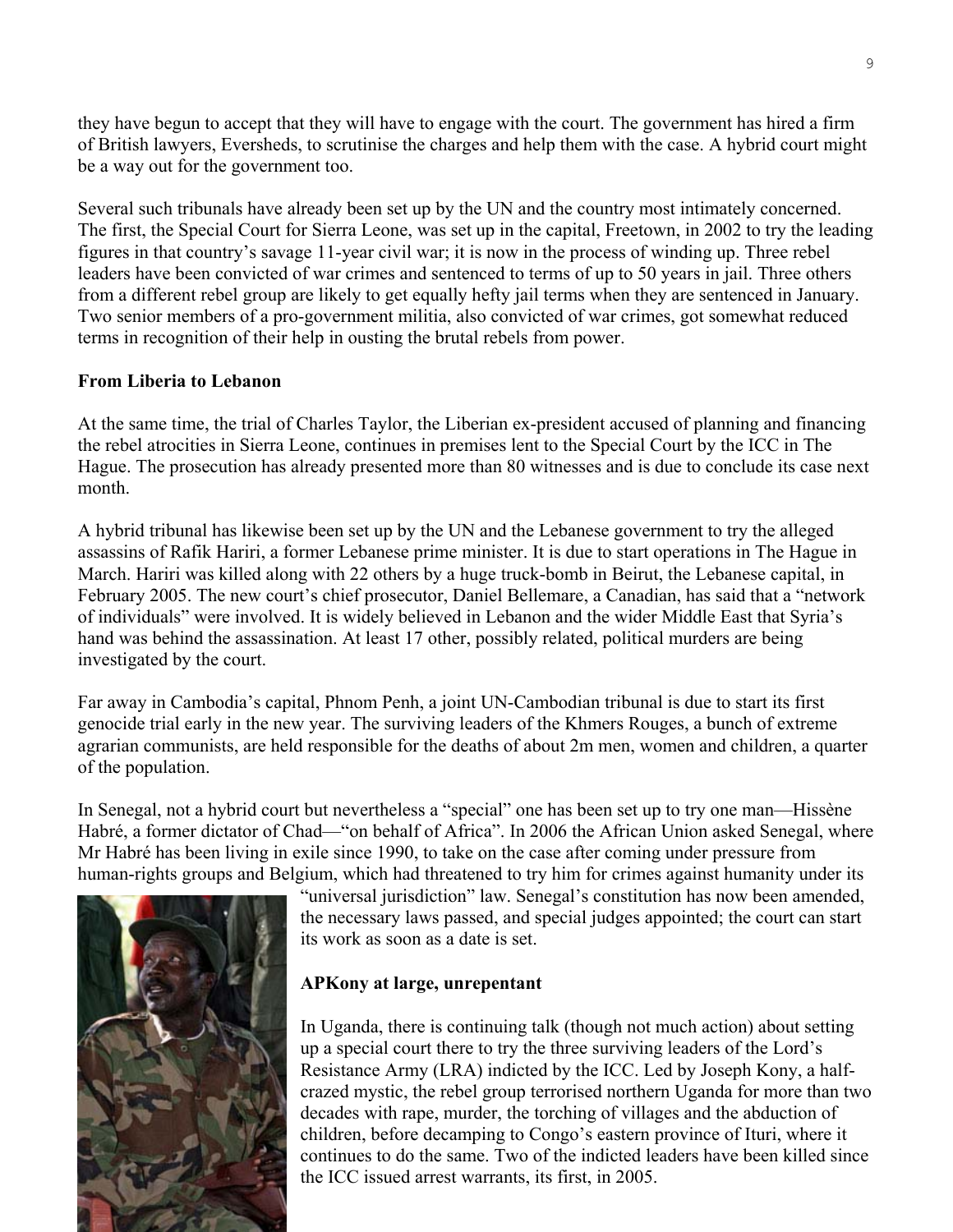they have begun to accept that they will have to engage with the court. The government has hired a firm of British lawyers, Eversheds, to scrutinise the charges and help them with the case. A hybrid court might be a way out for the government too.

Several such tribunals have already been set up by the UN and the country most intimately concerned. The first, the Special Court for Sierra Leone, was set up in the capital, Freetown, in 2002 to try the leading figures in that country's savage 11-year civil war; it is now in the process of winding up. Three rebel leaders have been convicted of war crimes and sentenced to terms of up to 50 years in jail. Three others from a different rebel group are likely to get equally hefty jail terms when they are sentenced in January. Two senior members of a pro-government militia, also convicted of war crimes, got somewhat reduced terms in recognition of their help in ousting the brutal rebels from power.

**From Liberia to Lebanon**

At the same time, the trial of Charles Taylor, the Liberian ex-president accused of planning and financing the rebel atrocities in Sierra Leone, continues in premises lent to the Special Court by the ICC in The Hague. The prosecution has already presented more than 80 witnesses and is due to conclude its case next month.

A hybrid tribunal has likewise been set up by the UN and the Lebanese government to try the alleged assassins of Rafik Hariri, a former Lebanese prime minister. It is due to start operations in The Hague in March. Hariri was killed along with 22 others by a huge truck-bomb in Beirut, the Lebanese capital, in February 2005. The new court's chief prosecutor, Daniel Bellemare, a Canadian, has said that a "network of individuals" were involved. It is widely believed in Lebanon and the wider Middle East that Syria's hand was behind the assassination. At least 17 other, possibly related, political murders are being investigated by the court.

Far away in Cambodia's capital, Phnom Penh, a joint UN-Cambodian tribunal is due to start its first genocide trial early in the new year. The surviving leaders of the Khmers Rouges, a bunch of extreme agrarian communists, are held responsible for the deaths of about 2m men, women and children, a quarter of the population.

In Senegal, not a hybrid court but nevertheless a "special" one has been set up to try one man—Hissène Habré, a former dictator of Chad—"on behalf of Africa". In 2006 the African Union asked Senegal, where Mr Habré has been living in exile since 1990, to take on the case after coming under pressure from human-rights groups and Belgium, which had threatened to try him for crimes against humanity under its "universal jurisdiction" law. Senegal's constitution has now been amended, the necessary laws passed, and special judges appointed; the court can start its work as soon as a date is set.

**APKony at large, unrepentant**

In Uganda, there is continuing talk (though not much action) about setting up a special court there to try the three surviving leaders of the Lord's Resistance Army (LRA) indicted by the ICC. Led by Joseph Kony, a half-crazed mystic, the rebel group terrorised northern Uganda for more than two decades with rape, murder, the torching of villages and the abduction of children, before decamping to Congo's eastern province of Ituri, where it continues to do the same. Two of the indicted leaders have been killed since the ICC issued arrest warrants, its first, in 2005.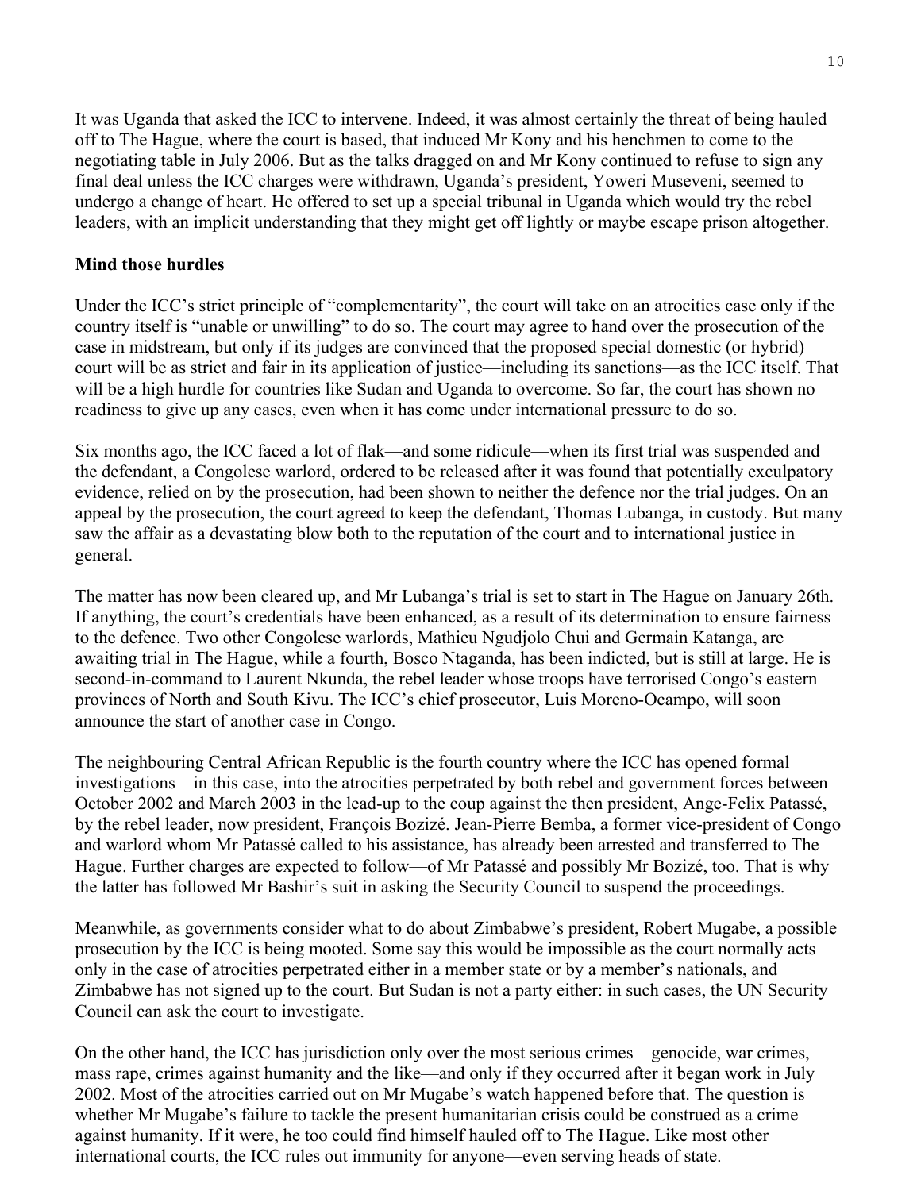It was Uganda that asked the ICC to intervene. Indeed, it was almost certainly the threat of being hauled off to The Hague, where the court is based, that induced Mr Kony and his henchmen to come to the negotiating table in July 2006. But as the talks dragged on and Mr Kony continued to refuse to sign any final deal unless the ICC charges were withdrawn, Uganda's president, Yoweri Museveni, seemed to undergo a change of heart. He offered to set up a special tribunal in Uganda which would try the rebel leaders, with an implicit understanding that they might get off lightly or maybe escape prison altogether.

**Mind those hurdles**

Under the ICC's strict principle of "complementarity", the court will take on an atrocities case only if the country itself is "unable or unwilling" to do so. The court may agree to hand over the prosecution of the case in midstream, but only if its judges are convinced that the proposed special domestic (or hybrid) court will be as strict and fair in its application of justice—including its sanctions—as the ICC itself. That will be a high hurdle for countries like Sudan and Uganda to overcome. So far, the court has shown no readiness to give up any cases, even when it has come under international pressure to do so.

Six months ago, the ICC faced a lot of flak—and some ridicule—when its first trial was suspended and the defendant, a Congolese warlord, ordered to be released after it was found that potentially exculpatory evidence, relied on by the prosecution, had been shown to neither the defence nor the trial judges. On an appeal by the prosecution, the court agreed to keep the defendant, Thomas Lubanga, in custody. But many saw the affair as a devastating blow both to the reputation of the court and to international justice in general.

The matter has now been cleared up, and Mr Lubanga's trial is set to start in The Hague on January 26th. If anything, the court's credentials have been enhanced, as a result of its determination to ensure fairness to the defence. Two other Congolese warlords, Mathieu Ngudjolo Chui and Germain Katanga, are awaiting trial in The Hague, while a fourth, Bosco Ntaganda, has been indicted, but is still at large. He is second-in-command to Laurent Nkunda, the rebel leader whose troops have terrorised Congo's eastern provinces of North and South Kivu. The ICC's chief prosecutor, Luis Moreno-Ocampo, will soon announce the start of another case in Congo.

The neighbouring Central African Republic is the fourth country where the ICC has opened formal investigations—in this case, into the atrocities perpetrated by both rebel and government forces between October 2002 and March 2003 in the lead-up to the coup against the then president, Ange-Felix Patassé, by the rebel leader, now president, François Bozizé. Jean-Pierre Bemba, a former vice-president of Congo and warlord whom Mr Patassé called to his assistance, has already been arrested and transferred to The Hague. Further charges are expected to follow—of Mr Patassé and possibly Mr Bozizé, too. That is why the latter has followed Mr Bashir's suit in asking the Security Council to suspend the proceedings.

Meanwhile, as governments consider what to do about Zimbabwe's president, Robert Mugabe, a possible prosecution by the ICC is being mooted. Some say this would be impossible as the court normally acts only in the case of atrocities perpetrated either in a member state or by a member's nationals, and Zimbabwe has not signed up to the court. But Sudan is not a party either: in such cases, the UN Security Council can ask the court to investigate.

On the other hand, the ICC has jurisdiction only over the most serious crimes—genocide, war crimes, mass rape, crimes against humanity and the like—and only if they occurred after it began work in July 2002. Most of the atrocities carried out on Mr Mugabe's watch happened before that. The question is whether Mr Mugabe's failure to tackle the present humanitarian crisis could be construed as a crime against humanity. If it were, he too could find himself hauled off to The Hague. Like most other international courts, the ICC rules out immunity for anyone—even serving heads of state.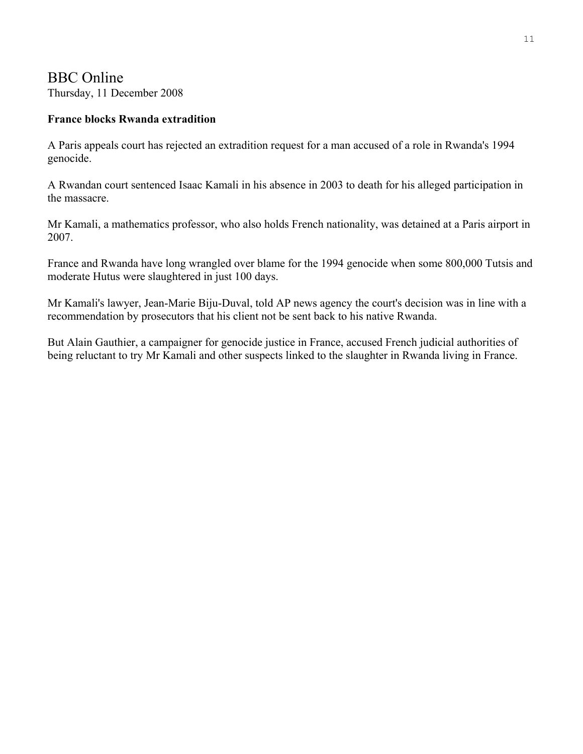# BBC Online

Thursday, 11 December 2008

**France blocks Rwanda extradition**

A Paris appeals court has rejected an extradition request for a man accused of a role in Rwanda's 1994 genocide.

A Rwandan court sentenced Isaac Kamali in his absence in 2003 to death for his alleged participation in the massacre.

Mr Kamali, a mathematics professor, who also holds French nationality, was detained at a Paris airport in 2007.

France and Rwanda have long wrangled over blame for the 1994 genocide when some 800,000 Tutsis and moderate Hutus were slaughtered in just 100 days.

Mr Kamali's lawyer, Jean-Marie Biju-Duval, told AP news agency the court's decision was in line with a recommendation by prosecutors that his client not be sent back to his native Rwanda.

But Alain Gauthier, a campaigner for genocide justice in France, accused French judicial authorities of being reluctant to try Mr Kamali and other suspects linked to the slaughter in Rwanda living in France.